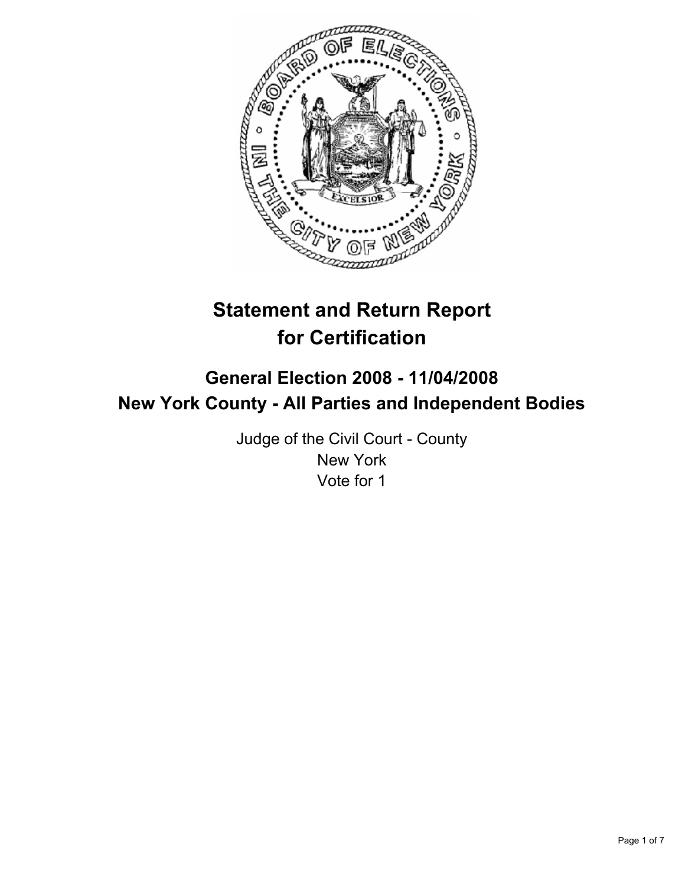# Statement and Return Report for Certification

## General Election 2008 - 11/04/2008
## New York County - All Parties and Independent Bodies

Judge of the Civil Court - County
New York
Vote for 1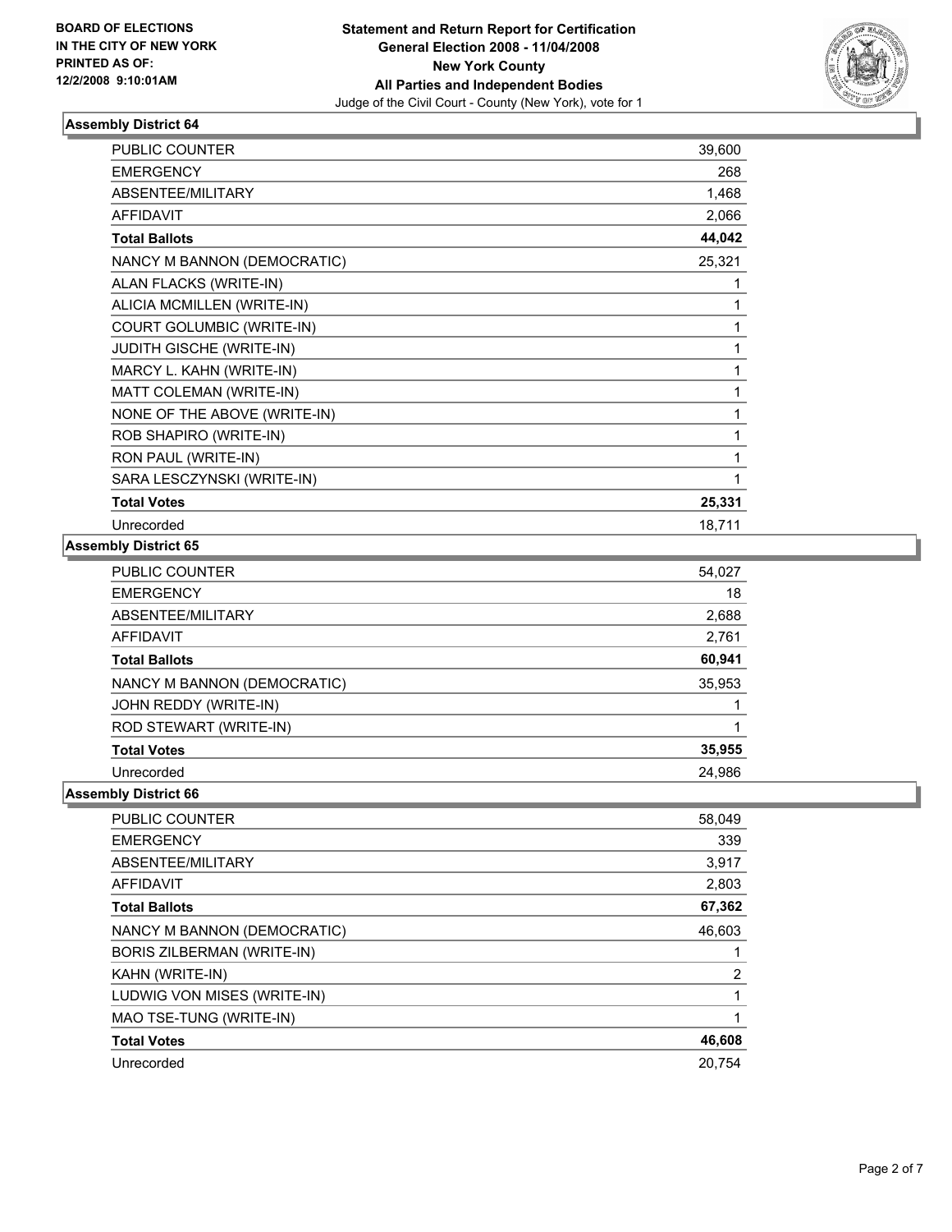**BOARD OF ELECTIONS IN THE CITY OF NEW YORK PRINTED AS OF: 12/2/2008 9:10:01AM**

**Statement and Return Report for Certification General Election 2008 - 11/04/2008 New York County All Parties and Independent Bodies**

Judge of the Civil Court - County (New York), vote for 1

### Assembly District 64

| | |
|---|---|
| PUBLIC COUNTER | 39,600 |
| EMERGENCY | 268 |
| ABSENTEE/MILITARY | 1,468 |
| AFFIDAVIT | 2,066 |
| **Total Ballots** | **44,042** |
| NANCY M BANNON (DEMOCRATIC) | 25,321 |
| ALAN FLACKS (WRITE-IN) | 1 |
| ALICIA MCMILLEN (WRITE-IN) | 1 |
| COURT GOLUMBIC (WRITE-IN) | 1 |
| JUDITH GISCHE (WRITE-IN) | 1 |
| MARCY L. KAHN (WRITE-IN) | 1 |
| MATT COLEMAN (WRITE-IN) | 1 |
| NONE OF THE ABOVE (WRITE-IN) | 1 |
| ROB SHAPIRO (WRITE-IN) | 1 |
| RON PAUL (WRITE-IN) | 1 |
| SARA LESCZYNSKI (WRITE-IN) | 1 |
| **Total Votes** | **25,331** |
| Unrecorded | 18,711 |

### Assembly District 65

| | |
|---|---|
| PUBLIC COUNTER | 54,027 |
| EMERGENCY | 18 |
| ABSENTEE/MILITARY | 2,688 |
| AFFIDAVIT | 2,761 |
| **Total Ballots** | **60,941** |
| NANCY M BANNON (DEMOCRATIC) | 35,953 |
| JOHN REDDY (WRITE-IN) | 1 |
| ROD STEWART (WRITE-IN) | 1 |
| **Total Votes** | **35,955** |
| Unrecorded | 24,986 |

### Assembly District 66

| | |
|---|---|
| PUBLIC COUNTER | 58,049 |
| EMERGENCY | 339 |
| ABSENTEE/MILITARY | 3,917 |
| AFFIDAVIT | 2,803 |
| **Total Ballots** | **67,362** |
| NANCY M BANNON (DEMOCRATIC) | 46,603 |
| BORIS ZILBERMAN (WRITE-IN) | 1 |
| KAHN (WRITE-IN) | 2 |
| LUDWIG VON MISES (WRITE-IN) | 1 |
| MAO TSE-TUNG (WRITE-IN) | 1 |
| **Total Votes** | **46,608** |
| Unrecorded | 20,754 |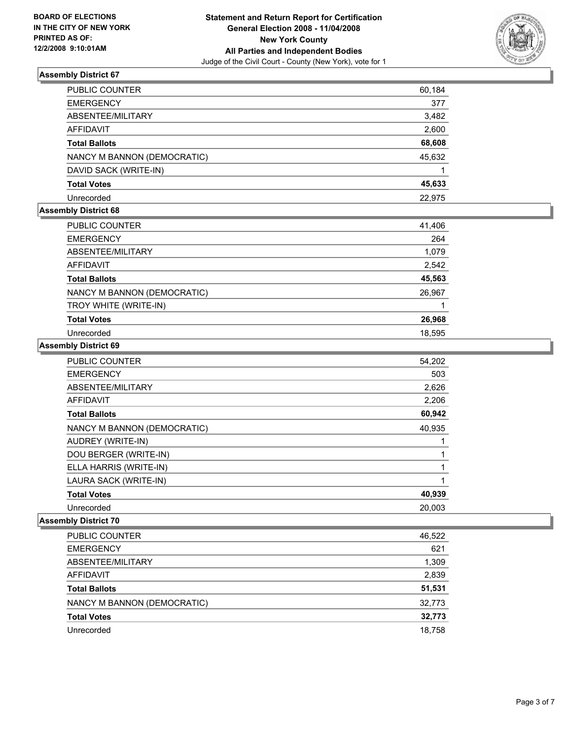**BOARD OF ELECTIONS IN THE CITY OF NEW YORK PRINTED AS OF: 12/2/2008 9:10:01AM**

**Statement and Return Report for Certification**
**General Election 2008 - 11/04/2008**
**New York County**
**All Parties and Independent Bodies**
Judge of the Civil Court - County (New York), vote for 1

### Assembly District 67

| | |
|---|---|
| PUBLIC COUNTER | 60,184 |
| EMERGENCY | 377 |
| ABSENTEE/MILITARY | 3,482 |
| AFFIDAVIT | 2,600 |
| **Total Ballots** | **68,608** |
| NANCY M BANNON (DEMOCRATIC) | 45,632 |
| DAVID SACK (WRITE-IN) | 1 |
| **Total Votes** | **45,633** |
| Unrecorded | 22,975 |

### Assembly District 68

| | |
|---|---|
| PUBLIC COUNTER | 41,406 |
| EMERGENCY | 264 |
| ABSENTEE/MILITARY | 1,079 |
| AFFIDAVIT | 2,542 |
| **Total Ballots** | **45,563** |
| NANCY M BANNON (DEMOCRATIC) | 26,967 |
| TROY WHITE (WRITE-IN) | 1 |
| **Total Votes** | **26,968** |
| Unrecorded | 18,595 |

### Assembly District 69

| | |
|---|---|
| PUBLIC COUNTER | 54,202 |
| EMERGENCY | 503 |
| ABSENTEE/MILITARY | 2,626 |
| AFFIDAVIT | 2,206 |
| **Total Ballots** | **60,942** |
| NANCY M BANNON (DEMOCRATIC) | 40,935 |
| AUDREY (WRITE-IN) | 1 |
| DOU BERGER (WRITE-IN) | 1 |
| ELLA HARRIS (WRITE-IN) | 1 |
| LAURA SACK (WRITE-IN) | 1 |
| **Total Votes** | **40,939** |
| Unrecorded | 20,003 |

### Assembly District 70

| | |
|---|---|
| PUBLIC COUNTER | 46,522 |
| EMERGENCY | 621 |
| ABSENTEE/MILITARY | 1,309 |
| AFFIDAVIT | 2,839 |
| **Total Ballots** | **51,531** |
| NANCY M BANNON (DEMOCRATIC) | 32,773 |
| **Total Votes** | **32,773** |
| Unrecorded | 18,758 |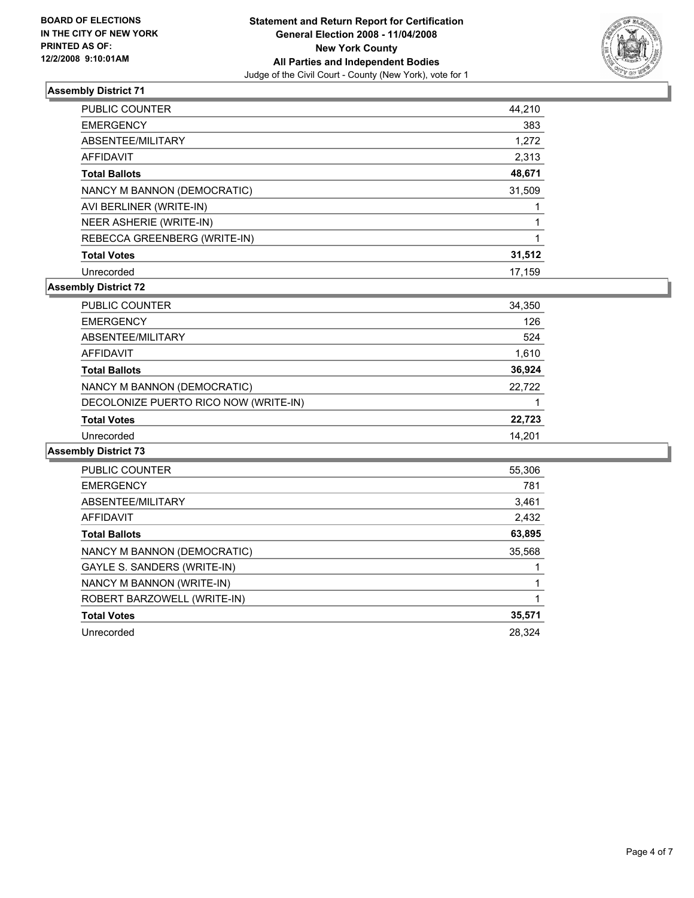BOARD OF ELECTIONS
IN THE CITY OF NEW YORK
PRINTED AS OF:
12/2/2008 9:10:01AM

**Statement and Return Report for Certification**
**General Election 2008 - 11/04/2008**
**New York County**
**All Parties and Independent Bodies**
Judge of the Civil Court - County (New York), vote for 1

### Assembly District 71

| | |
|---|---|
| PUBLIC COUNTER | 44,210 |
| EMERGENCY | 383 |
| ABSENTEE/MILITARY | 1,272 |
| AFFIDAVIT | 2,313 |
| **Total Ballots** | **48,671** |
| NANCY M BANNON (DEMOCRATIC) | 31,509 |
| AVI BERLINER (WRITE-IN) | 1 |
| NEER ASHERIE (WRITE-IN) | 1 |
| REBECCA GREENBERG (WRITE-IN) | 1 |
| **Total Votes** | **31,512** |
| Unrecorded | 17,159 |

### Assembly District 72

| | |
|---|---|
| PUBLIC COUNTER | 34,350 |
| EMERGENCY | 126 |
| ABSENTEE/MILITARY | 524 |
| AFFIDAVIT | 1,610 |
| **Total Ballots** | **36,924** |
| NANCY M BANNON (DEMOCRATIC) | 22,722 |
| DECOLONIZE PUERTO RICO NOW (WRITE-IN) | 1 |
| **Total Votes** | **22,723** |
| Unrecorded | 14,201 |

### Assembly District 73

| | |
|---|---|
| PUBLIC COUNTER | 55,306 |
| EMERGENCY | 781 |
| ABSENTEE/MILITARY | 3,461 |
| AFFIDAVIT | 2,432 |
| **Total Ballots** | **63,895** |
| NANCY M BANNON (DEMOCRATIC) | 35,568 |
| GAYLE S. SANDERS (WRITE-IN) | 1 |
| NANCY M BANNON (WRITE-IN) | 1 |
| ROBERT BARZOWELL (WRITE-IN) | 1 |
| **Total Votes** | **35,571** |
| Unrecorded | 28,324 |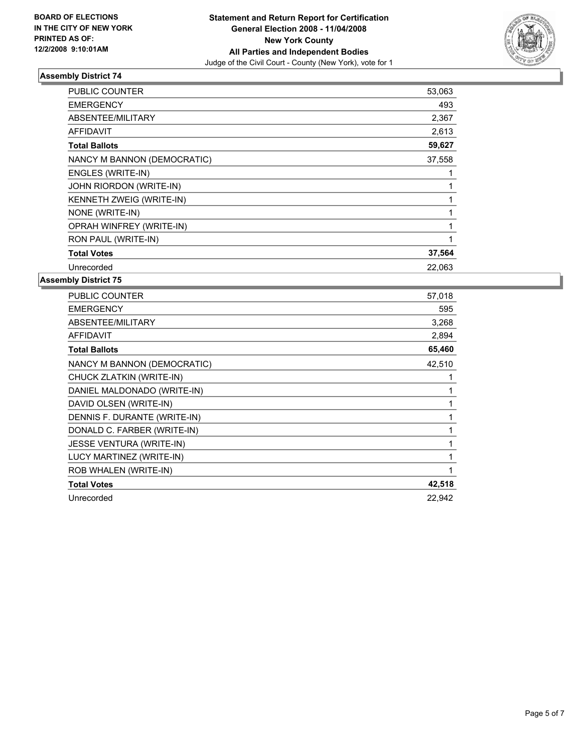**BOARD OF ELECTIONS IN THE CITY OF NEW YORK PRINTED AS OF: 12/2/2008 9:10:01AM**

**Statement and Return Report for Certification**
**General Election 2008 - 11/04/2008**
**New York County**
**All Parties and Independent Bodies**
Judge of the Civil Court - County (New York), vote for 1

## Assembly District 74

| | |
|---|---|
| PUBLIC COUNTER | 53,063 |
| EMERGENCY | 493 |
| ABSENTEE/MILITARY | 2,367 |
| AFFIDAVIT | 2,613 |
| **Total Ballots** | **59,627** |
| NANCY M BANNON (DEMOCRATIC) | 37,558 |
| ENGLES (WRITE-IN) | 1 |
| JOHN RIORDON (WRITE-IN) | 1 |
| KENNETH ZWEIG (WRITE-IN) | 1 |
| NONE (WRITE-IN) | 1 |
| OPRAH WINFREY (WRITE-IN) | 1 |
| RON PAUL (WRITE-IN) | 1 |
| **Total Votes** | **37,564** |
| Unrecorded | 22,063 |

## Assembly District 75

| | |
|---|---|
| PUBLIC COUNTER | 57,018 |
| EMERGENCY | 595 |
| ABSENTEE/MILITARY | 3,268 |
| AFFIDAVIT | 2,894 |
| **Total Ballots** | **65,460** |
| NANCY M BANNON (DEMOCRATIC) | 42,510 |
| CHUCK ZLATKIN (WRITE-IN) | 1 |
| DANIEL MALDONADO (WRITE-IN) | 1 |
| DAVID OLSEN (WRITE-IN) | 1 |
| DENNIS F. DURANTE (WRITE-IN) | 1 |
| DONALD C. FARBER (WRITE-IN) | 1 |
| JESSE VENTURA (WRITE-IN) | 1 |
| LUCY MARTINEZ (WRITE-IN) | 1 |
| ROB WHALEN (WRITE-IN) | 1 |
| **Total Votes** | **42,518** |
| Unrecorded | 22,942 |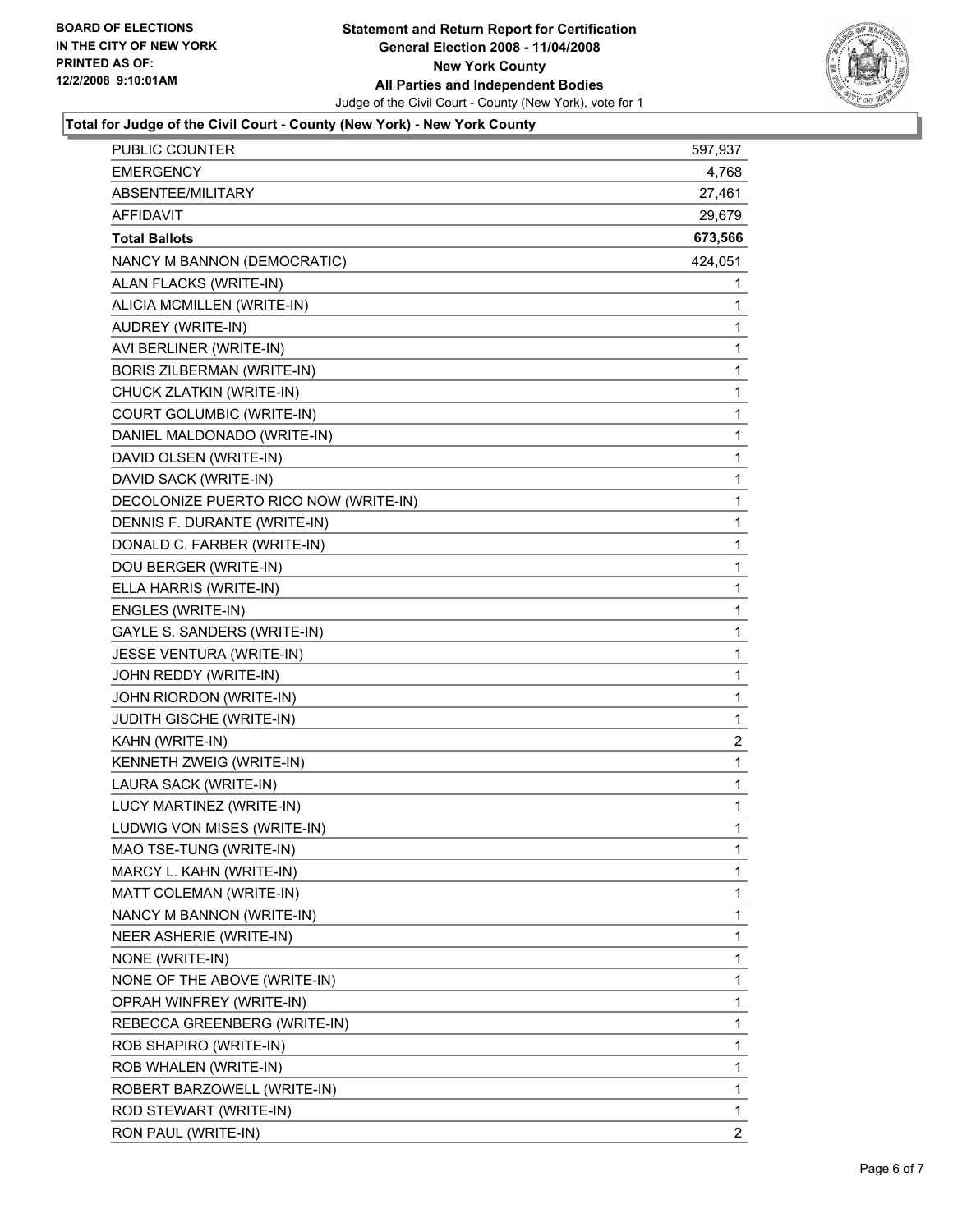**BOARD OF ELECTIONS IN THE CITY OF NEW YORK PRINTED AS OF: 12/2/2008 9:10:01AM**

# Statement and Return Report for Certification
## General Election 2008 - 11/04/2008
## New York County
## All Parties and Independent Bodies

Judge of the Civil Court - County (New York), vote for 1

### Total for Judge of the Civil Court - County (New York) - New York County

| | |
|---|---|
| PUBLIC COUNTER | 597,937 |
| EMERGENCY | 4,768 |
| ABSENTEE/MILITARY | 27,461 |
| AFFIDAVIT | 29,679 |
| **Total Ballots** | **673,566** |
| NANCY M BANNON (DEMOCRATIC) | 424,051 |
| ALAN FLACKS (WRITE-IN) | 1 |
| ALICIA MCMILLEN (WRITE-IN) | 1 |
| AUDREY (WRITE-IN) | 1 |
| AVI BERLINER (WRITE-IN) | 1 |
| BORIS ZILBERMAN (WRITE-IN) | 1 |
| CHUCK ZLATKIN (WRITE-IN) | 1 |
| COURT GOLUMBIC (WRITE-IN) | 1 |
| DANIEL MALDONADO (WRITE-IN) | 1 |
| DAVID OLSEN (WRITE-IN) | 1 |
| DAVID SACK (WRITE-IN) | 1 |
| DECOLONIZE PUERTO RICO NOW (WRITE-IN) | 1 |
| DENNIS F. DURANTE (WRITE-IN) | 1 |
| DONALD C. FARBER (WRITE-IN) | 1 |
| DOU BERGER (WRITE-IN) | 1 |
| ELLA HARRIS (WRITE-IN) | 1 |
| ENGLES (WRITE-IN) | 1 |
| GAYLE S. SANDERS (WRITE-IN) | 1 |
| JESSE VENTURA (WRITE-IN) | 1 |
| JOHN REDDY (WRITE-IN) | 1 |
| JOHN RIORDON (WRITE-IN) | 1 |
| JUDITH GISCHE (WRITE-IN) | 1 |
| KAHN (WRITE-IN) | 2 |
| KENNETH ZWEIG (WRITE-IN) | 1 |
| LAURA SACK (WRITE-IN) | 1 |
| LUCY MARTINEZ (WRITE-IN) | 1 |
| LUDWIG VON MISES (WRITE-IN) | 1 |
| MAO TSE-TUNG (WRITE-IN) | 1 |
| MARCY L. KAHN (WRITE-IN) | 1 |
| MATT COLEMAN (WRITE-IN) | 1 |
| NANCY M BANNON (WRITE-IN) | 1 |
| NEER ASHERIE (WRITE-IN) | 1 |
| NONE (WRITE-IN) | 1 |
| NONE OF THE ABOVE (WRITE-IN) | 1 |
| OPRAH WINFREY (WRITE-IN) | 1 |
| REBECCA GREENBERG (WRITE-IN) | 1 |
| ROB SHAPIRO (WRITE-IN) | 1 |
| ROB WHALEN (WRITE-IN) | 1 |
| ROBERT BARZOWELL (WRITE-IN) | 1 |
| ROD STEWART (WRITE-IN) | 1 |
| RON PAUL (WRITE-IN) | 2 |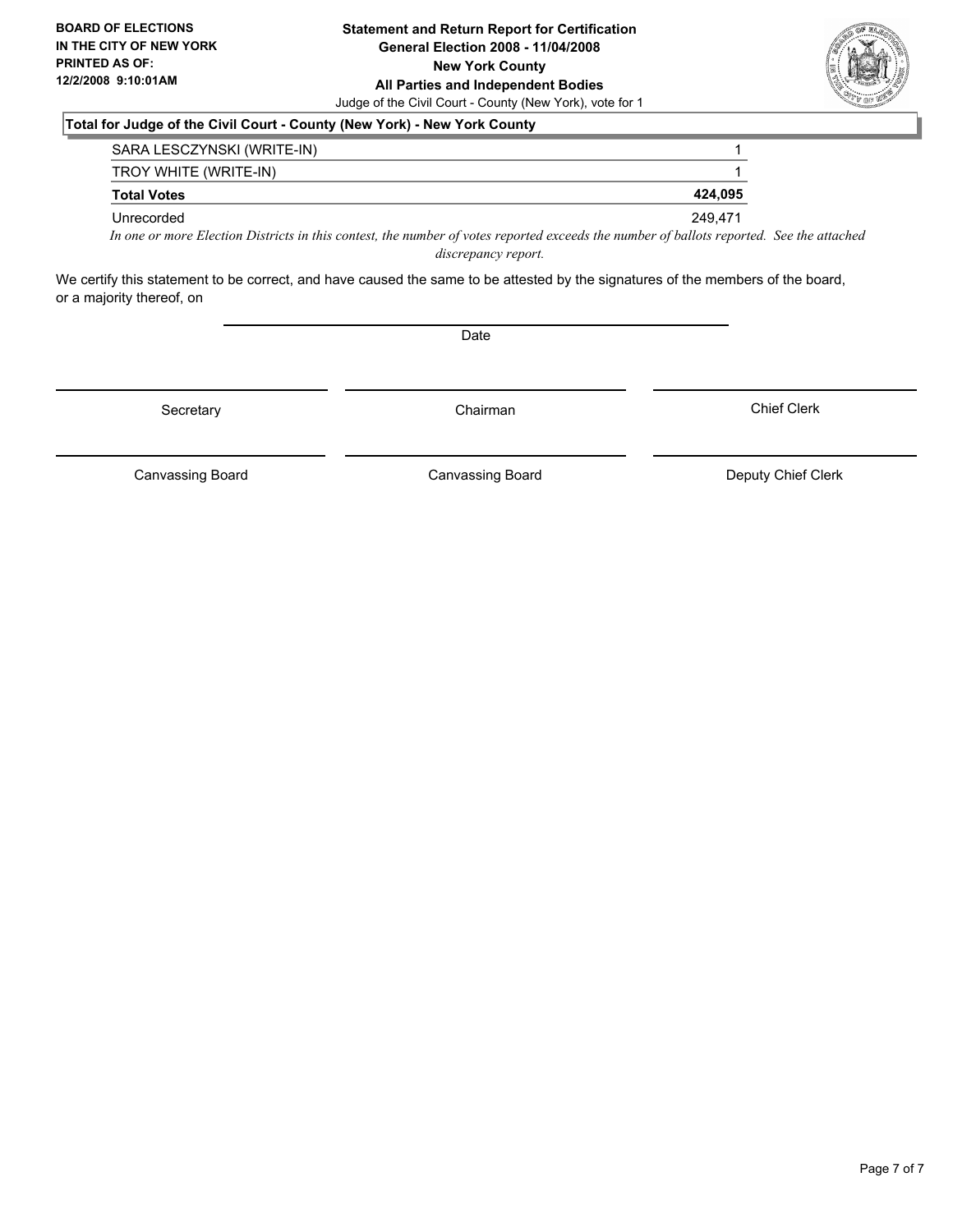**BOARD OF ELECTIONS IN THE CITY OF NEW YORK PRINTED AS OF: 12/2/2008 9:10:01AM**

**Statement and Return Report for Certification**
**General Election 2008 - 11/04/2008**
**New York County**
**All Parties and Independent Bodies**
Judge of the Civil Court - County (New York), vote for 1

### Total for Judge of the Civil Court - County (New York) - New York County

| | |
|---|---|
| SARA LESCZYNSKI (WRITE-IN) | 1 |
| TROY WHITE (WRITE-IN) | 1 |
| **Total Votes** | **424,095** |
| Unrecorded | 249,471 |

*In one or more Election Districts in this contest, the number of votes reported exceeds the number of ballots reported. See the attached discrepancy report.*

We certify this statement to be correct, and have caused the same to be attested by the signatures of the members of the board, or a majority thereof, on

Date

Secretary

Chairman

Chief Clerk

Canvassing Board

Canvassing Board

Deputy Chief Clerk